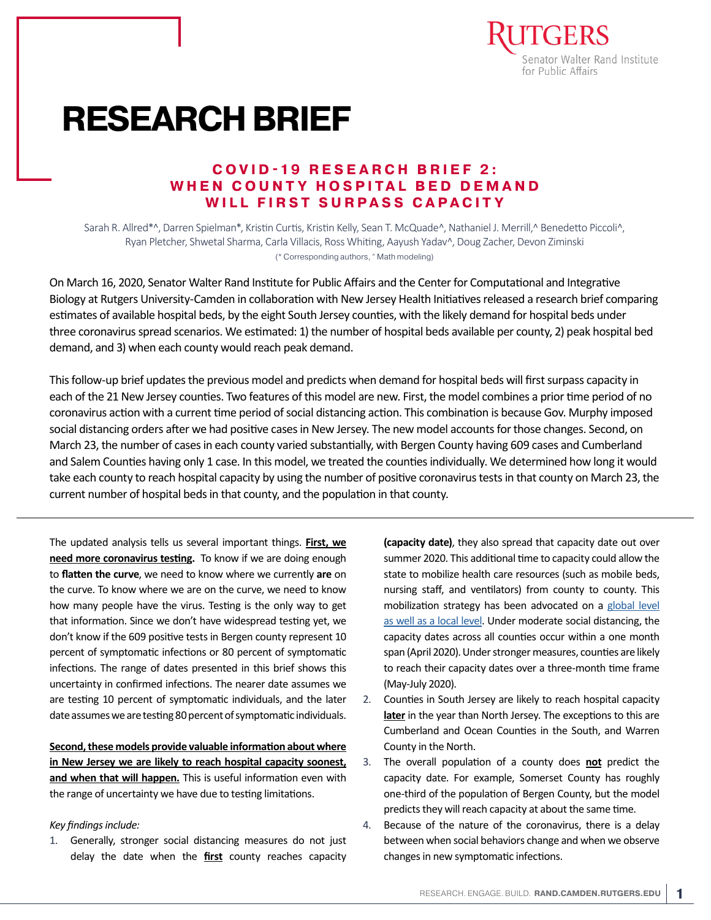# RESEARCH BRIEF

## COVID-19 RESEARCH BRIEF 2: WHEN COUNTY HOSPITAL BED DEMAND WILL FIRST SURPASS CAPACITY

Sarah R. Allred*^, Darren Spielman*, Kristin Curtis, Kristin Kelly, Sean T. McQuade^, Nathaniel J. Merrill,^ Benedetto Piccoli^, Ryan Pletcher, Shwetal Sharma, Carla Villacis, Ross Whiting, Aayush Yadav^, Doug Zacher, Devon Ziminski

(* Corresponding authors, ^ Math modeling)

On March 16, 2020, Senator Walter Rand Institute for Public Affairs and the Center for Computational and Integrative Biology at Rutgers University-Camden in collaboration with New Jersey Health Initiatives released a research brief comparing estimates of available hospital beds, by the eight South Jersey counties, with the likely demand for hospital beds under three coronavirus spread scenarios. We estimated: 1) the number of hospital beds available per county, 2) peak hospital bed demand, and 3) when each county would reach peak demand.

This follow-up brief updates the previous model and predicts when demand for hospital beds will first surpass capacity in each of the 21 New Jersey counties. Two features of this model are new. First, the model combines a prior time period of no coronavirus action with a current time period of social distancing action. This combination is because Gov. Murphy imposed social distancing orders after we had positive cases in New Jersey. The new model accounts for those changes. Second, on March 23, the number of cases in each county varied substantially, with Bergen County having 609 cases and Cumberland and Salem Counties having only 1 case. In this model, we treated the counties individually. We determined how long it would take each county to reach hospital capacity by using the number of positive coronavirus tests in that county on March 23, the current number of hospital beds in that county, and the population in that county.

---

The updated analysis tells us several important things. <u>**First, we need more coronavirus testing.**</u> To know if we are doing enough to **flatten the curve**, we need to know where we currently **are** on the curve. To know where we are on the curve, we need to know how many people have the virus. Testing is the only way to get that information. Since we don't have widespread testing yet, we don't know if the 609 positive tests in Bergen county represent 10 percent of symptomatic infections or 80 percent of symptomatic infections. The range of dates presented in this brief shows this uncertainty in confirmed infections. The nearer date assumes we are testing 10 percent of symptomatic individuals, and the later date assumes we are testing 80 percent of symptomatic individuals.

<u>**Second, these models provide valuable information about where in New Jersey we are likely to reach hospital capacity soonest, and when that will happen.**</u> This is useful information even with the range of uncertainty we have due to testing limitations.

*Key findings include:*

1. Generally, stronger social distancing measures do not just delay the date when the <u>**first**</u> county reaches capacity **(capacity date)**, they also spread that capacity date out over summer 2020. This additional time to capacity could allow the state to mobilize health care resources (such as mobile beds, nursing staff, and ventilators) from county to county. This mobilization strategy has been advocated on a [global level as well as a local level](). Under moderate social distancing, the capacity dates across all counties occur within a one month span (April 2020). Under stronger measures, counties are likely to reach their capacity dates over a three-month time frame (May-July 2020).
2. Counties in South Jersey are likely to reach hospital capacity <u>**later**</u> in the year than North Jersey. The exceptions to this are Cumberland and Ocean Counties in the South, and Warren County in the North.
3. The overall population of a county does <u>**not**</u> predict the capacity date. For example, Somerset County has roughly one-third of the population of Bergen County, but the model predicts they will reach capacity at about the same time.
4. Because of the nature of the coronavirus, there is a delay between when social behaviors change and when we observe changes in new symptomatic infections.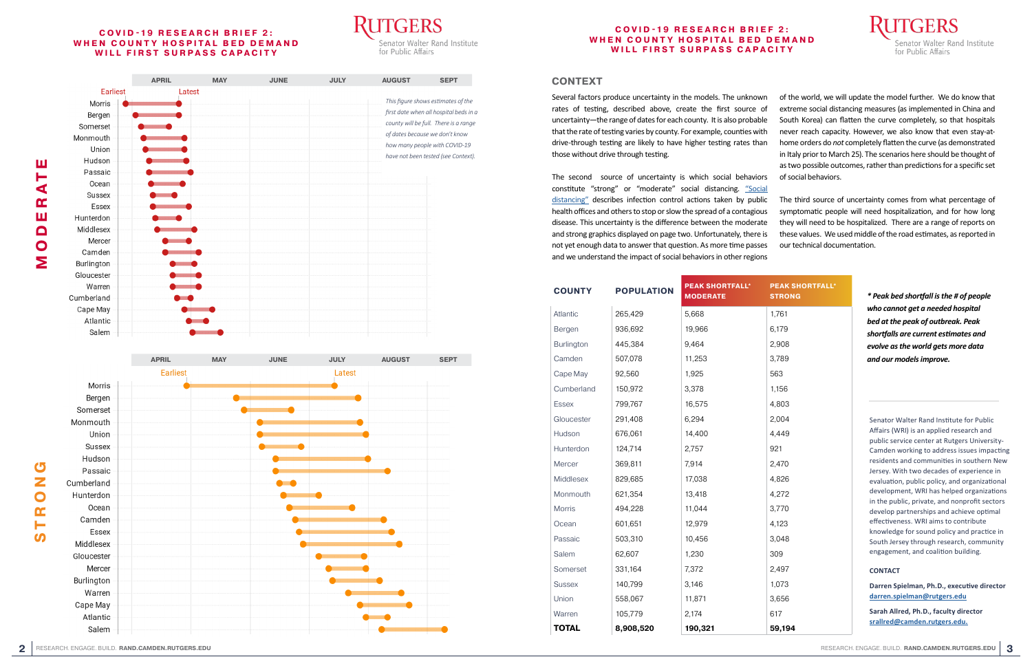# COVID-19 RESEARCH BRIEF 2: WHEN COUNTY HOSPITAL BED DEMAND WILL FIRST SURPASS CAPACITY

RUTGERS
Senator Walter Rand Institute for Public Affairs

MODERATE

APRIL
MAY
JUNE
JULY
AUGUST
SEPT

Earliest
Latest

Morris
Bergen
Somerset
Monmouth
Union
Hudson
Passaic
Ocean
Sussex
Essex
Hunterdon
Middlesex
Mercer
Camden
Burlington
Gloucester
Warren
Cumberland
Cape May
Atlantic
Salem

*This figure shows estimates of the first date when all hospital beds in a county will be full. There is a range of dates because we don't know how many people with COVID-19 have not been tested (see Context).*

STRONG

APRIL
MAY
JUNE
JULY
AUGUST
SEPT

Earliest
Latest

Morris
Bergen
Somerset
Monmouth
Union
Sussex
Hudson
Passaic
Cumberland
Hunterdon
Ocean
Camden
Essex
Middlesex
Gloucester
Mercer
Burlington
Warren
Cape May
Atlantic
Salem

## CONTEXT

Several factors produce uncertainty in the models. The unknown rates of testing, described above, create the first source of uncertainty—the range of dates for each county. It is also probable that the rate of testing varies by county. For example, counties with drive-through testing are likely to have higher testing rates than those without drive through testing.

The second source of uncertainty is which social behaviors constitute "strong" or "moderate" social distancing. "Social distancing" describes infection control actions taken by public health offices and others to stop or slow the spread of a contagious disease. This uncertainty is the difference between the moderate and strong graphics displayed on page two. Unfortunately, there is not yet enough data to answer that question. As more time passes and we understand the impact of social behaviors in other regions of the world, we will update the model further. We do know that extreme social distancing measures (as implemented in China and South Korea) can flatten the curve completely, so that hospitals never reach capacity. However, we also know that even stay-at-home orders do *not* completely flatten the curve (as demonstrated in Italy prior to March 25). The scenarios here should be thought of as two possible outcomes, rather than predictions for a specific set of social behaviors.

The third source of uncertainty comes from what percentage of symptomatic people will need hospitalization, and for how long they will need to be hospitalized. There are a range of reports on these values. We used middle of the road estimates, as reported in our technical documentation.

| COUNTY | POPULATION | PEAK SHORTFALL* MODERATE | PEAK SHORTFALL* STRONG |
|---|---|---|---|
| Atlantic | 265,429 | 5,668 | 1,761 |
| Bergen | 936,692 | 19,966 | 6,179 |
| Burlington | 445,384 | 9,464 | 2,908 |
| Camden | 507,078 | 11,253 | 3,789 |
| Cape May | 92,560 | 1,925 | 563 |
| Cumberland | 150,972 | 3,378 | 1,156 |
| Essex | 799,767 | 16,575 | 4,803 |
| Gloucester | 291,408 | 6,294 | 2,004 |
| Hudson | 676,061 | 14,400 | 4,449 |
| Hunterdon | 124,714 | 2,757 | 921 |
| Mercer | 369,811 | 7,914 | 2,470 |
| Middlesex | 829,685 | 17,038 | 4,826 |
| Monmouth | 621,354 | 13,418 | 4,272 |
| Morris | 494,228 | 11,044 | 3,770 |
| Ocean | 601,651 | 12,979 | 4,123 |
| Passaic | 503,310 | 10,456 | 3,048 |
| Salem | 62,607 | 1,230 | 309 |
| Somerset | 331,164 | 7,372 | 2,497 |
| Sussex | 140,799 | 3,146 | 1,073 |
| Union | 558,067 | 11,871 | 3,656 |
| Warren | 105,779 | 2,174 | 617 |
| **TOTAL** | **8,908,520** | **190,321** | **59,194** |

***\* Peak bed shortfall is the # of people who cannot get a needed hospital bed at the peak of outbreak. Peak shortfalls are current estimates and evolve as the world gets more data and our models improve.***

Senator Walter Rand Institute for Public Affairs (WRI) is an applied research and public service center at Rutgers University-Camden working to address issues impacting residents and communities in southern New Jersey. With two decades of experience in evaluation, public policy, and organizational development, WRI has helped organizations in the public, private, and nonprofit sectors develop partnerships and achieve optimal effectiveness. WRI aims to contribute knowledge for sound policy and practice in South Jersey through research, community engagement, and coalition building.

**CONTACT**

**Darren Spielman, Ph.D., executive director**
darren.spielman@rutgers.edu

**Sarah Allred, Ph.D., faculty director**
srallred@camden.rutgers.edu.